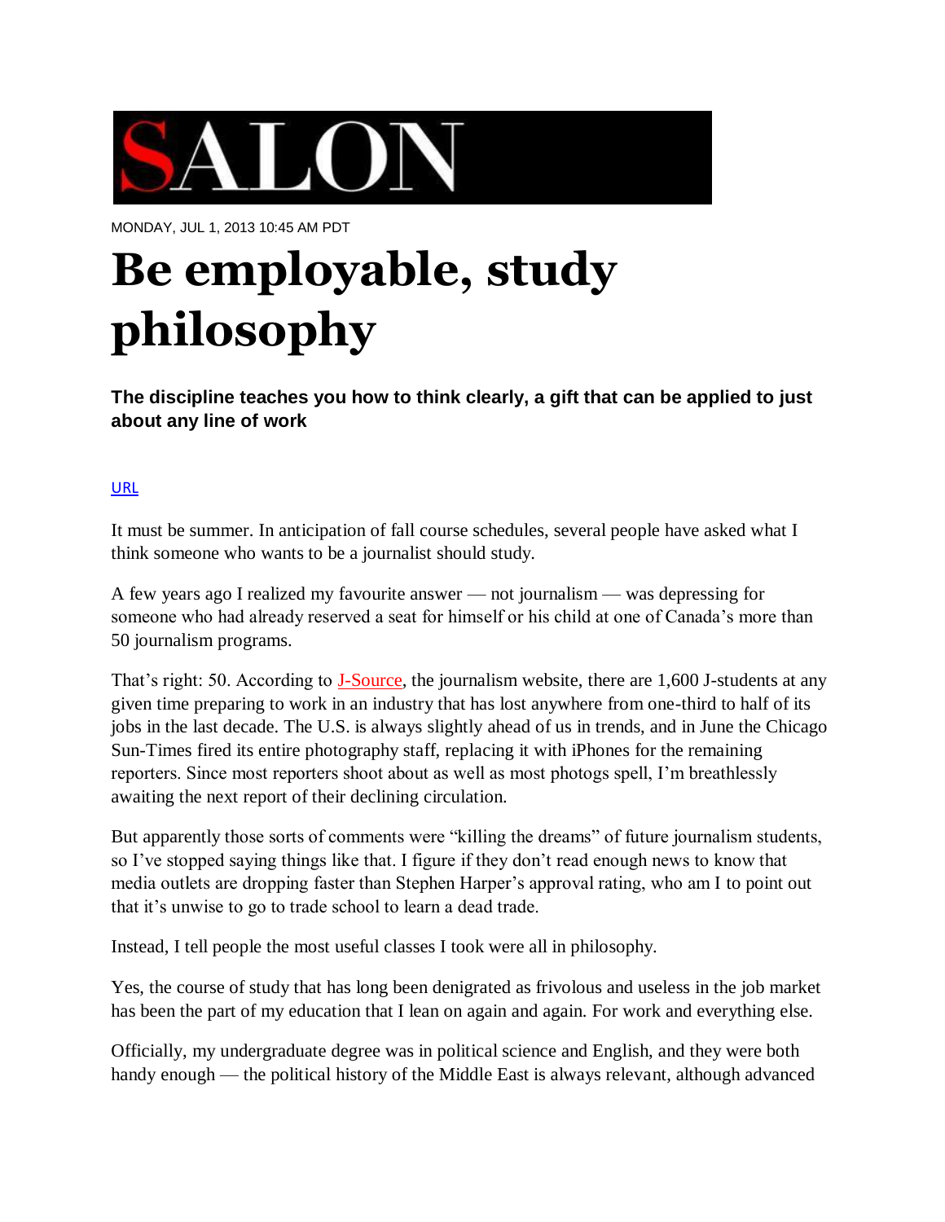SALON

MONDAY, JUL 1, 2013 10:45 AM PDT

# Be employable, study philosophy

**The discipline teaches you how to think clearly, a gift that can be applied to just about any line of work**

URL

It must be summer. In anticipation of fall course schedules, several people have asked what I think someone who wants to be a journalist should study.

A few years ago I realized my favourite answer — not journalism — was depressing for someone who had already reserved a seat for himself or his child at one of Canada's more than 50 journalism programs.

That's right: 50. According to J-Source, the journalism website, there are 1,600 J-students at any given time preparing to work in an industry that has lost anywhere from one-third to half of its jobs in the last decade. The U.S. is always slightly ahead of us in trends, and in June the Chicago Sun-Times fired its entire photography staff, replacing it with iPhones for the remaining reporters. Since most reporters shoot about as well as most photogs spell, I'm breathlessly awaiting the next report of their declining circulation.

But apparently those sorts of comments were "killing the dreams" of future journalism students, so I've stopped saying things like that. I figure if they don't read enough news to know that media outlets are dropping faster than Stephen Harper's approval rating, who am I to point out that it's unwise to go to trade school to learn a dead trade.

Instead, I tell people the most useful classes I took were all in philosophy.

Yes, the course of study that has long been denigrated as frivolous and useless in the job market has been the part of my education that I lean on again and again. For work and everything else.

Officially, my undergraduate degree was in political science and English, and they were both handy enough — the political history of the Middle East is always relevant, although advanced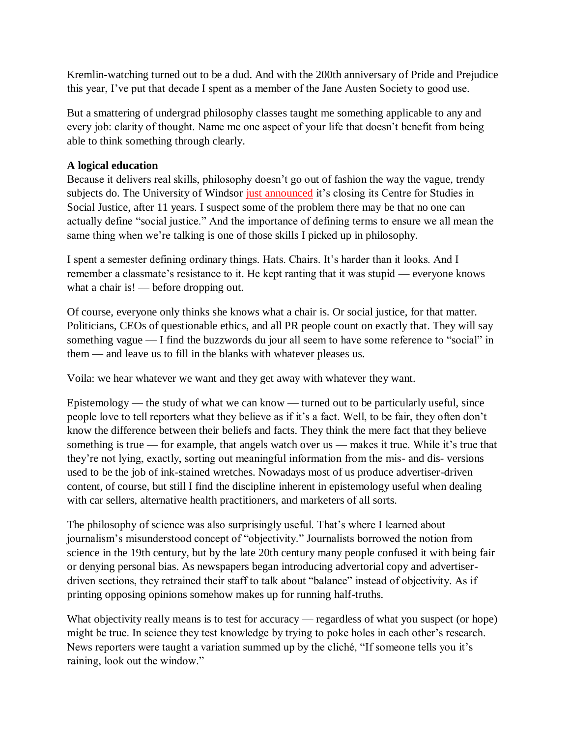Kremlin-watching turned out to be a dud. And with the 200th anniversary of Pride and Prejudice this year, I've put that decade I spent as a member of the Jane Austen Society to good use.

But a smattering of undergrad philosophy classes taught me something applicable to any and every job: clarity of thought. Name me one aspect of your life that doesn't benefit from being able to think something through clearly.

**A logical education**

Because it delivers real skills, philosophy doesn't go out of fashion the way the vague, trendy subjects do. The University of Windsor just announced it's closing its Centre for Studies in Social Justice, after 11 years. I suspect some of the problem there may be that no one can actually define "social justice." And the importance of defining terms to ensure we all mean the same thing when we're talking is one of those skills I picked up in philosophy.

I spent a semester defining ordinary things. Hats. Chairs. It's harder than it looks. And I remember a classmate's resistance to it. He kept ranting that it was stupid — everyone knows what a chair is! — before dropping out.

Of course, everyone only thinks she knows what a chair is. Or social justice, for that matter. Politicians, CEOs of questionable ethics, and all PR people count on exactly that. They will say something vague — I find the buzzwords du jour all seem to have some reference to "social" in them — and leave us to fill in the blanks with whatever pleases us.

Voila: we hear whatever we want and they get away with whatever they want.

Epistemology — the study of what we can know — turned out to be particularly useful, since people love to tell reporters what they believe as if it's a fact. Well, to be fair, they often don't know the difference between their beliefs and facts. They think the mere fact that they believe something is true — for example, that angels watch over us — makes it true. While it's true that they're not lying, exactly, sorting out meaningful information from the mis- and dis- versions used to be the job of ink-stained wretches. Nowadays most of us produce advertiser-driven content, of course, but still I find the discipline inherent in epistemology useful when dealing with car sellers, alternative health practitioners, and marketers of all sorts.

The philosophy of science was also surprisingly useful. That's where I learned about journalism's misunderstood concept of "objectivity." Journalists borrowed the notion from science in the 19th century, but by the late 20th century many people confused it with being fair or denying personal bias. As newspapers began introducing advertorial copy and advertiser-driven sections, they retrained their staff to talk about "balance" instead of objectivity. As if printing opposing opinions somehow makes up for running half-truths.

What objectivity really means is to test for accuracy — regardless of what you suspect (or hope) might be true. In science they test knowledge by trying to poke holes in each other's research. News reporters were taught a variation summed up by the cliché, "If someone tells you it's raining, look out the window."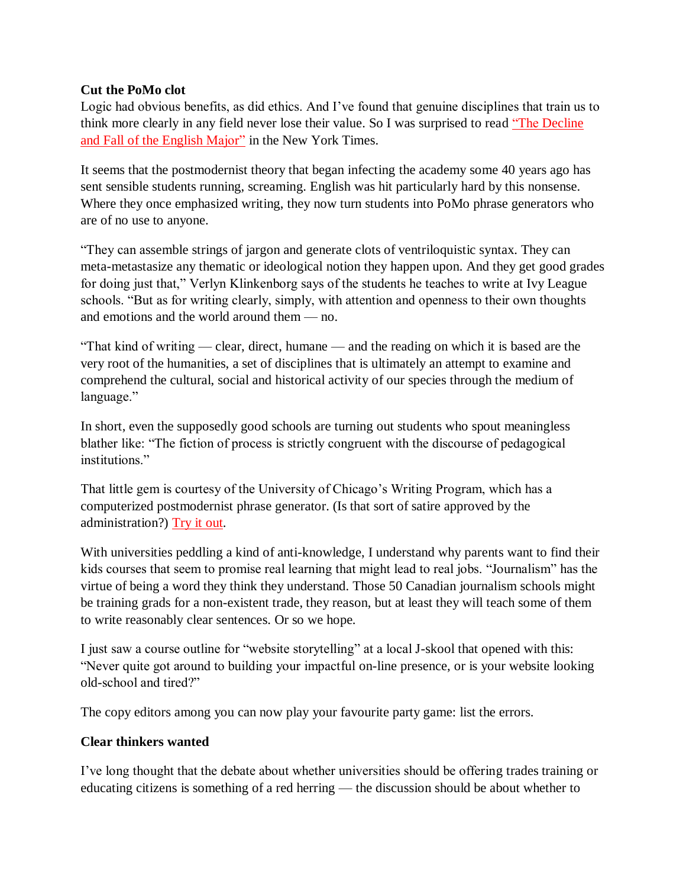**Cut the PoMo clot**

Logic had obvious benefits, as did ethics. And I've found that genuine disciplines that train us to think more clearly in any field never lose their value. So I was surprised to read "The Decline and Fall of the English Major" in the New York Times.

It seems that the postmodernist theory that began infecting the academy some 40 years ago has sent sensible students running, screaming. English was hit particularly hard by this nonsense. Where they once emphasized writing, they now turn students into PoMo phrase generators who are of no use to anyone.

"They can assemble strings of jargon and generate clots of ventriloquistic syntax. They can meta-metastasize any thematic or ideological notion they happen upon. And they get good grades for doing just that," Verlyn Klinkenborg says of the students he teaches to write at Ivy League schools. "But as for writing clearly, simply, with attention and openness to their own thoughts and emotions and the world around them — no.

"That kind of writing — clear, direct, humane — and the reading on which it is based are the very root of the humanities, a set of disciplines that is ultimately an attempt to examine and comprehend the cultural, social and historical activity of our species through the medium of language."

In short, even the supposedly good schools are turning out students who spout meaningless blather like: "The fiction of process is strictly congruent with the discourse of pedagogical institutions."

That little gem is courtesy of the University of Chicago's Writing Program, which has a computerized postmodernist phrase generator. (Is that sort of satire approved by the administration?) Try it out.

With universities peddling a kind of anti-knowledge, I understand why parents want to find their kids courses that seem to promise real learning that might lead to real jobs. "Journalism" has the virtue of being a word they think they understand. Those 50 Canadian journalism schools might be training grads for a non-existent trade, they reason, but at least they will teach some of them to write reasonably clear sentences. Or so we hope.

I just saw a course outline for "website storytelling" at a local J-skool that opened with this: "Never quite got around to building your impactful on-line presence, or is your website looking old-school and tired?"

The copy editors among you can now play your favourite party game: list the errors.

**Clear thinkers wanted**

I've long thought that the debate about whether universities should be offering trades training or educating citizens is something of a red herring — the discussion should be about whether to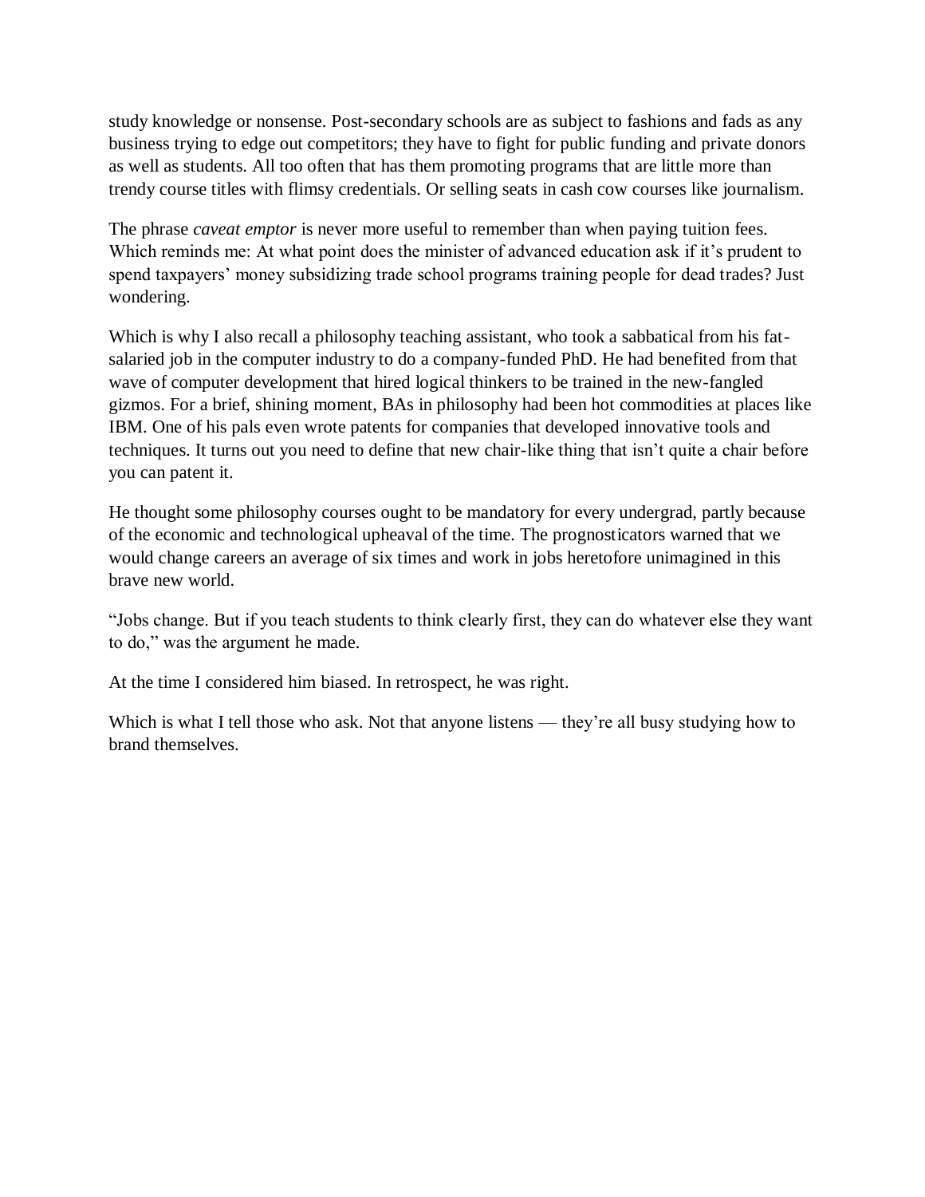study knowledge or nonsense. Post-secondary schools are as subject to fashions and fads as any business trying to edge out competitors; they have to fight for public funding and private donors as well as students. All too often that has them promoting programs that are little more than trendy course titles with flimsy credentials. Or selling seats in cash cow courses like journalism.

The phrase *caveat emptor* is never more useful to remember than when paying tuition fees. Which reminds me: At what point does the minister of advanced education ask if it's prudent to spend taxpayers' money subsidizing trade school programs training people for dead trades? Just wondering.

Which is why I also recall a philosophy teaching assistant, who took a sabbatical from his fat-salaried job in the computer industry to do a company-funded PhD. He had benefited from that wave of computer development that hired logical thinkers to be trained in the new-fangled gizmos. For a brief, shining moment, BAs in philosophy had been hot commodities at places like IBM. One of his pals even wrote patents for companies that developed innovative tools and techniques. It turns out you need to define that new chair-like thing that isn't quite a chair before you can patent it.

He thought some philosophy courses ought to be mandatory for every undergrad, partly because of the economic and technological upheaval of the time. The prognosticators warned that we would change careers an average of six times and work in jobs heretofore unimagined in this brave new world.

"Jobs change. But if you teach students to think clearly first, they can do whatever else they want to do," was the argument he made.

At the time I considered him biased. In retrospect, he was right.

Which is what I tell those who ask. Not that anyone listens — they're all busy studying how to brand themselves.